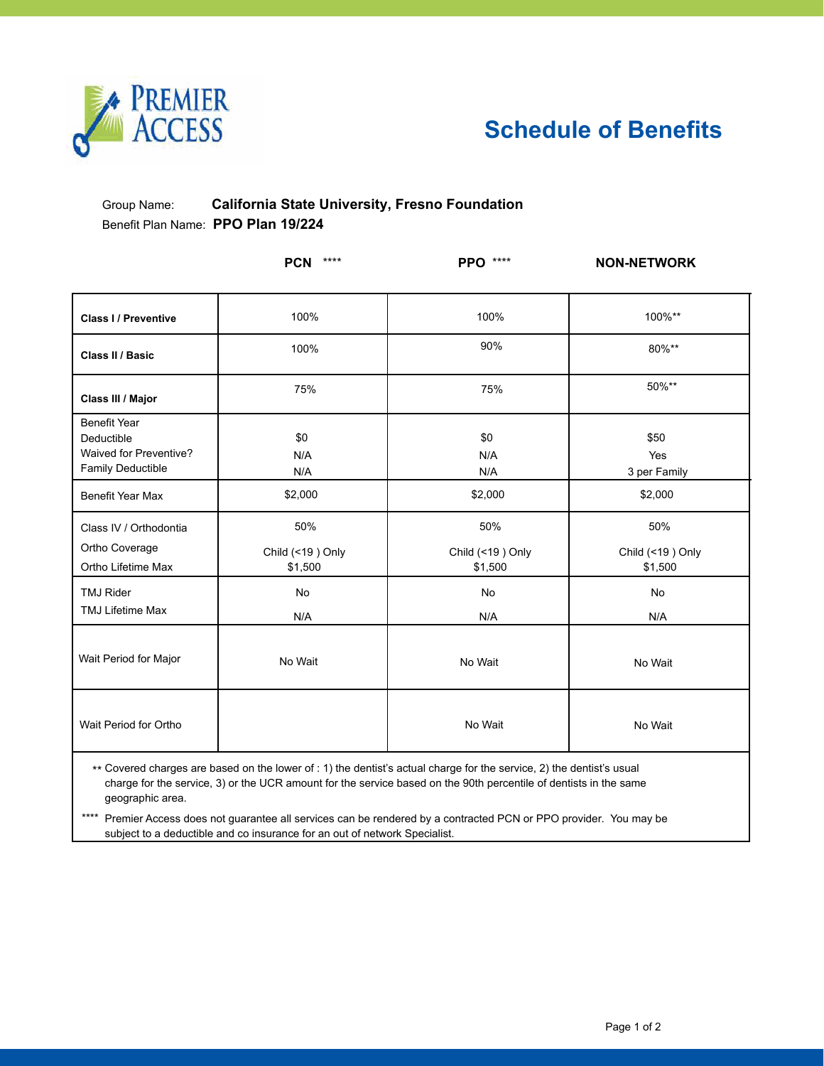# Schedule of Benefits

Group Name: **California State University, Fresno Foundation**

Benefit Plan Name: **PPO Plan 19/224**

| | PCN **** | PPO **** | NON-NETWORK |
|---|---|---|---|
| **Class I / Preventive** | 100% | 100% | 100%** |
| **Class II / Basic** | 100% | 90% | 80%** |
| **Class III / Major** | 75% | 75% | 50%** |
| Benefit Year Deductible<br>Waived for Preventive?<br>Family Deductible | $0<br>N/A<br>N/A | $0<br>N/A<br>N/A | $50<br>Yes<br>3 per Family |
| Benefit Year Max | $2,000 | $2,000 | $2,000 |
| Class IV / Orthodontia<br>Ortho Coverage<br>Ortho Lifetime Max | 50%<br>Child (<19 ) Only<br>$1,500 | 50%<br>Child (<19 ) Only<br>$1,500 | 50%<br>Child (<19 ) Only<br>$1,500 |
| TMJ Rider<br>TMJ Lifetime Max | No<br>N/A | No<br>N/A | No<br>N/A |
| Wait Period for Major | No Wait | No Wait | No Wait |
| Wait Period for Ortho | | No Wait | No Wait |

** Covered charges are based on the lower of : 1) the dentist's actual charge for the service, 2) the dentist's usual charge for the service, 3) or the UCR amount for the service based on the 90th percentile of dentists in the same geographic area.

**** Premier Access does not guarantee all services can be rendered by a contracted PCN or PPO provider. You may be subject to a deductible and co insurance for an out of network Specialist.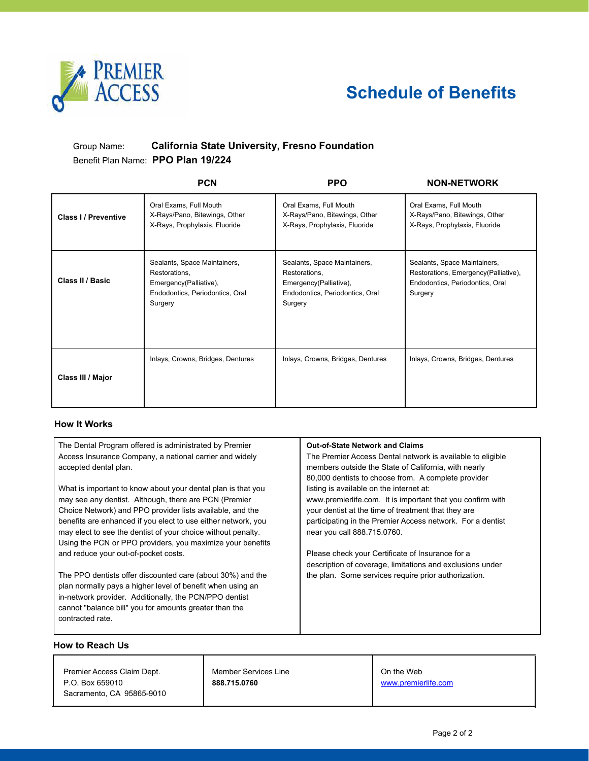# Schedule of Benefits

Group Name: **California State University, Fresno Foundation**

Benefit Plan Name: **PPO Plan 19/224**

| | PCN | PPO | NON-NETWORK |
|---|---|---|---|
| **Class I / Preventive** | Oral Exams, Full Mouth X-Rays/Pano, Bitewings, Other X-Rays, Prophylaxis, Fluoride | Oral Exams, Full Mouth X-Rays/Pano, Bitewings, Other X-Rays, Prophylaxis, Fluoride | Oral Exams, Full Mouth X-Rays/Pano, Bitewings, Other X-Rays, Prophylaxis, Fluoride |
| **Class II / Basic** | Sealants, Space Maintainers, Restorations, Emergency(Palliative), Endodontics, Periodontics, Oral Surgery | Sealants, Space Maintainers, Restorations, Emergency(Palliative), Endodontics, Periodontics, Oral Surgery | Sealants, Space Maintainers, Restorations, Emergency(Palliative), Endodontics, Periodontics, Oral Surgery |
| **Class III / Major** | Inlays, Crowns, Bridges, Dentures | Inlays, Crowns, Bridges, Dentures | Inlays, Crowns, Bridges, Dentures |

## How It Works

The Dental Program offered is administrated by Premier Access Insurance Company, a national carrier and widely accepted dental plan.

What is important to know about your dental plan is that you may see any dentist. Although, there are PCN (Premier Choice Network) and PPO provider lists available, and the benefits are enhanced if you elect to use either network, you may elect to see the dentist of your choice without penalty. Using the PCN or PPO providers, you maximize your benefits and reduce your out-of-pocket costs.

The PPO dentists offer discounted care (about 30%) and the plan normally pays a higher level of benefit when using an in-network provider. Additionally, the PCN/PPO dentist cannot "balance bill" you for amounts greater than the contracted rate.

**Out-of-State Network and Claims**

The Premier Access Dental network is available to eligible members outside the State of California, with nearly 80,000 dentists to choose from. A complete provider listing is available on the internet at: www.premierlife.com. It is important that you confirm with your dentist at the time of treatment that they are participating in the Premier Access network. For a dentist near you call 888.715.0760.

Please check your Certificate of Insurance for a description of coverage, limitations and exclusions under the plan. Some services require prior authorization.

## How to Reach Us

| | | |
|---|---|---|
| Premier Access Claim Dept.<br>P.O. Box 659010<br>Sacramento, CA 95865-9010 | Member Services Line<br>**888.715.0760** | On the Web<br>www.premierlife.com |